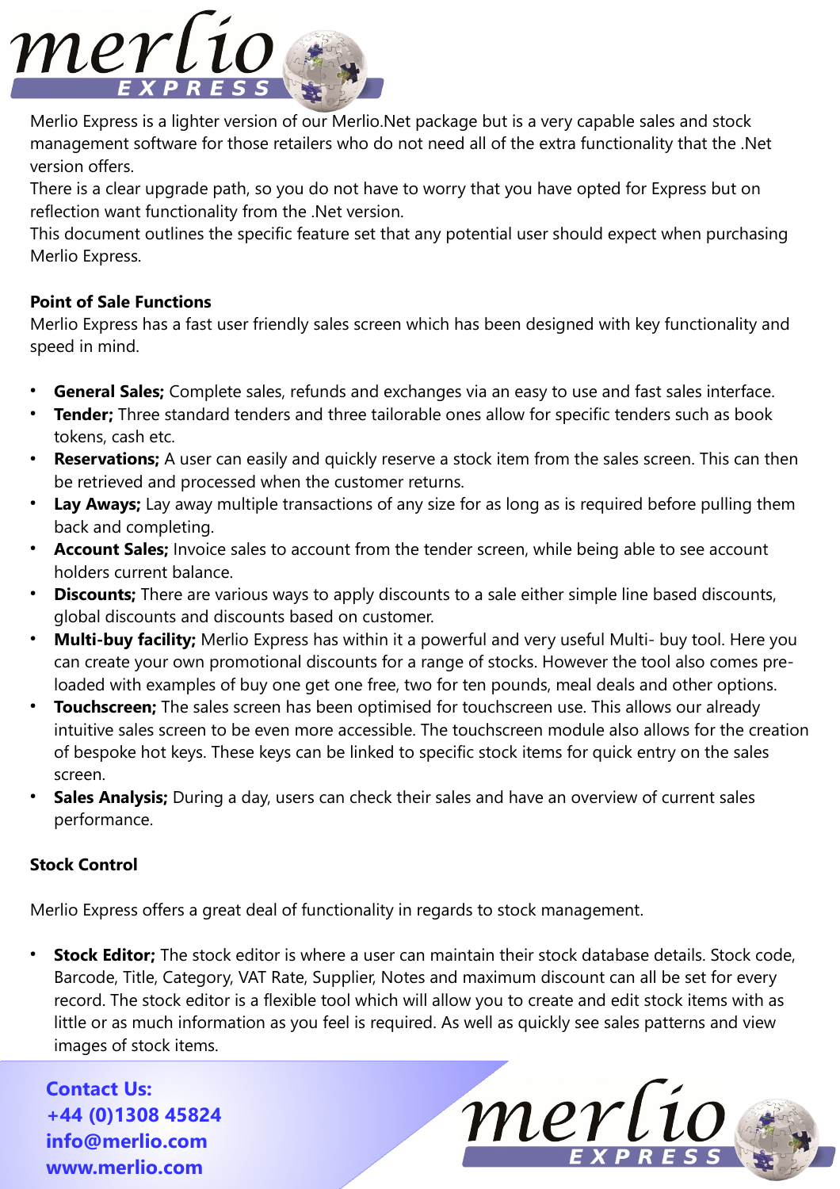Merlio Express is a lighter version of our Merlio.Net package but is a very capable sales and stock management software for those retailers who do not need all of the extra functionality that the .Net version offers.

There is a clear upgrade path, so you do not have to worry that you have opted for Express but on reflection want functionality from the .Net version.

This document outlines the specific feature set that any potential user should expect when purchasing Merlio Express.

**Point of Sale Functions**

Merlio Express has a fast user friendly sales screen which has been designed with key functionality and speed in mind.

- **General Sales;** Complete sales, refunds and exchanges via an easy to use and fast sales interface.
- **Tender;** Three standard tenders and three tailorable ones allow for specific tenders such as book tokens, cash etc.
- **Reservations;** A user can easily and quickly reserve a stock item from the sales screen. This can then be retrieved and processed when the customer returns.
- **Lay Aways;** Lay away multiple transactions of any size for as long as is required before pulling them back and completing.
- **Account Sales;** Invoice sales to account from the tender screen, while being able to see account holders current balance.
- **Discounts;** There are various ways to apply discounts to a sale either simple line based discounts, global discounts and discounts based on customer.
- **Multi-buy facility;** Merlio Express has within it a powerful and very useful Multi- buy tool. Here you can create your own promotional discounts for a range of stocks. However the tool also comes pre-loaded with examples of buy one get one free, two for ten pounds, meal deals and other options.
- **Touchscreen;** The sales screen has been optimised for touchscreen use. This allows our already intuitive sales screen to be even more accessible. The touchscreen module also allows for the creation of bespoke hot keys. These keys can be linked to specific stock items for quick entry on the sales screen.
- **Sales Analysis;** During a day, users can check their sales and have an overview of current sales performance.

**Stock Control**

Merlio Express offers a great deal of functionality in regards to stock management.

- **Stock Editor;** The stock editor is where a user can maintain their stock database details. Stock code, Barcode, Title, Category, VAT Rate, Supplier, Notes and maximum discount can all be set for every record. The stock editor is a flexible tool which will allow you to create and edit stock items with as little or as much information as you feel is required. As well as quickly see sales patterns and view images of stock items.

**Contact Us:**
**+44 (0)1308 45824**
**info@merlio.com**
**www.merlio.com**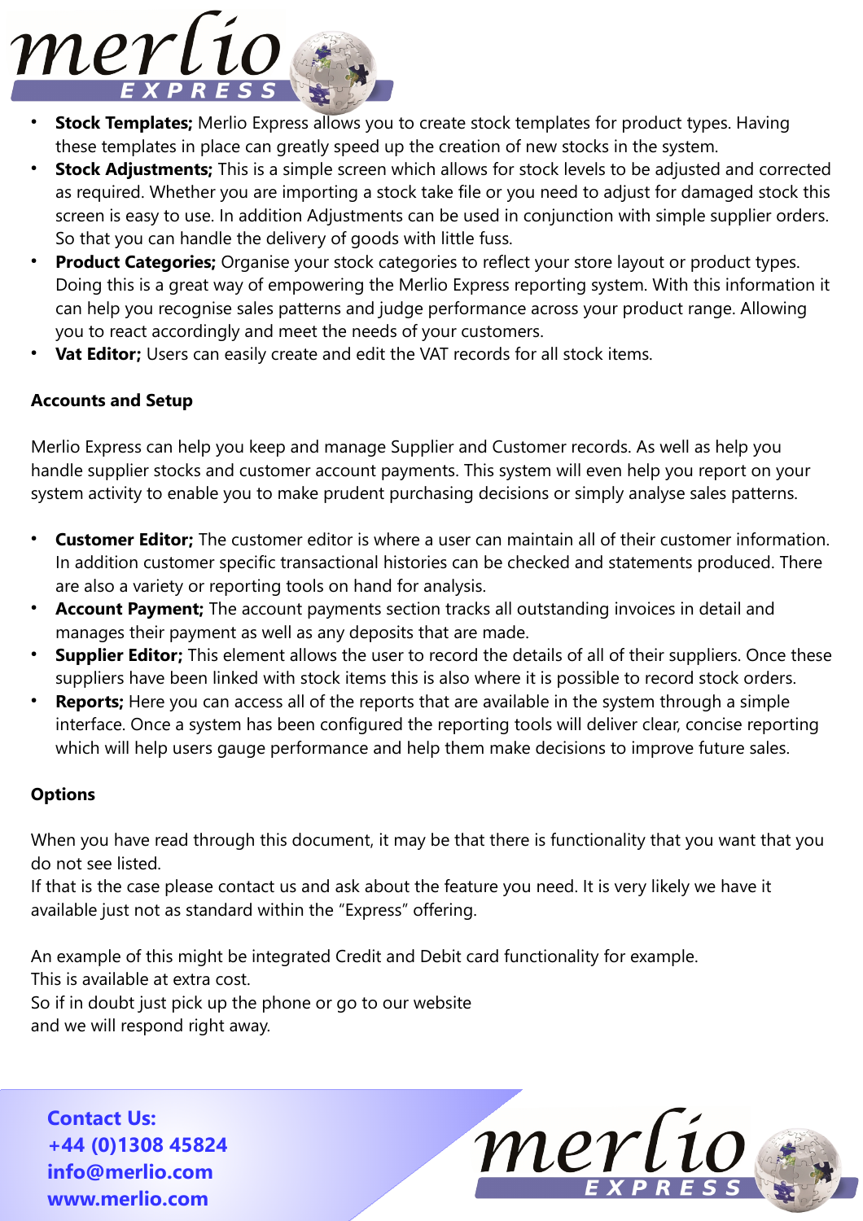- **Stock Templates;** Merlio Express allows you to create stock templates for product types. Having these templates in place can greatly speed up the creation of new stocks in the system.
- **Stock Adjustments;** This is a simple screen which allows for stock levels to be adjusted and corrected as required. Whether you are importing a stock take file or you need to adjust for damaged stock this screen is easy to use. In addition Adjustments can be used in conjunction with simple supplier orders. So that you can handle the delivery of goods with little fuss.
- **Product Categories;** Organise your stock categories to reflect your store layout or product types. Doing this is a great way of empowering the Merlio Express reporting system. With this information it can help you recognise sales patterns and judge performance across your product range. Allowing you to react accordingly and meet the needs of your customers.
- **Vat Editor;** Users can easily create and edit the VAT records for all stock items.

**Accounts and Setup**

Merlio Express can help you keep and manage Supplier and Customer records. As well as help you handle supplier stocks and customer account payments. This system will even help you report on your system activity to enable you to make prudent purchasing decisions or simply analyse sales patterns.

- **Customer Editor;** The customer editor is where a user can maintain all of their customer information. In addition customer specific transactional histories can be checked and statements produced. There are also a variety or reporting tools on hand for analysis.
- **Account Payment;** The account payments section tracks all outstanding invoices in detail and manages their payment as well as any deposits that are made.
- **Supplier Editor;** This element allows the user to record the details of all of their suppliers. Once these suppliers have been linked with stock items this is also where it is possible to record stock orders.
- **Reports;** Here you can access all of the reports that are available in the system through a simple interface. Once a system has been configured the reporting tools will deliver clear, concise reporting which will help users gauge performance and help them make decisions to improve future sales.

**Options**

When you have read through this document, it may be that there is functionality that you want that you do not see listed.
If that is the case please contact us and ask about the feature you need. It is very likely we have it available just not as standard within the "Express" offering.

An example of this might be integrated Credit and Debit card functionality for example.
This is available at extra cost.
So if in doubt just pick up the phone or go to our website
and we will respond right away.

**Contact Us:**
**+44 (0)1308 45824**
**info@merlio.com**
**www.merlio.com**